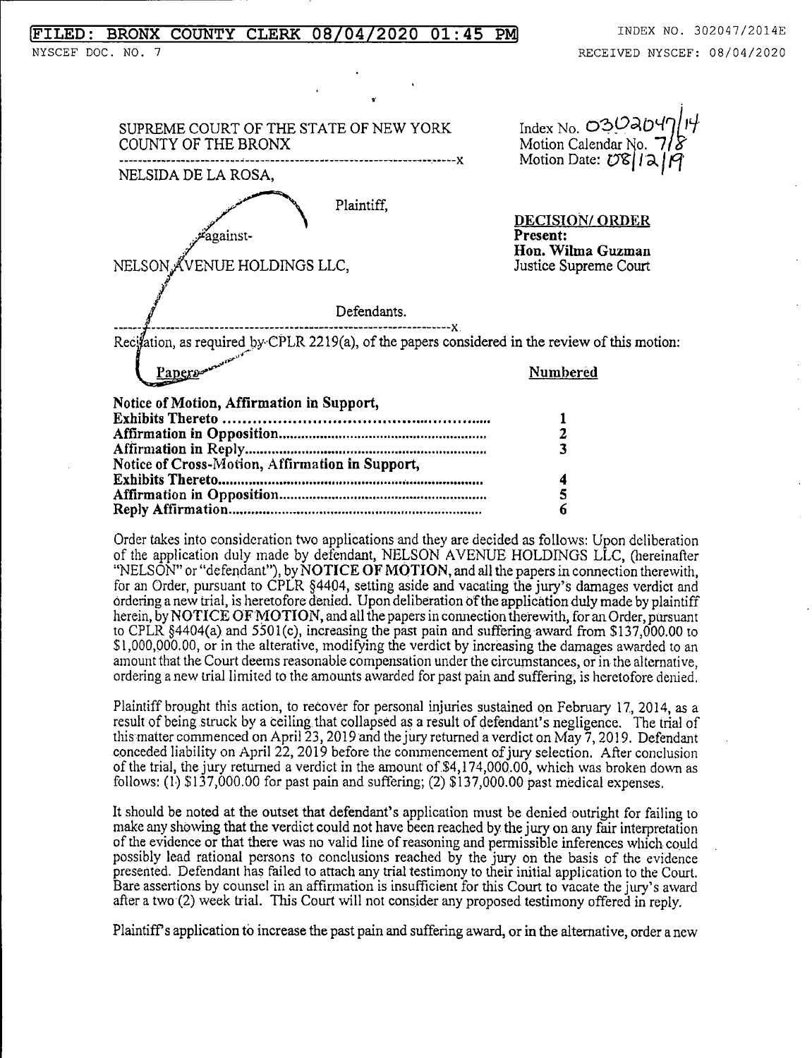FILED: BRONX COUNTY CLERK 08/04/2020 01:45 PM

INDEX NO. 302047/2014E

NYSCEF DOC. NO. 7

RECEIVED NYSCEF: 08/04/2020

SUPREME COURT OF THE STATE OF NEW YORK
COUNTY OF THE BRONX

Index No. 0302047/14
Motion Calendar No. 7/8
Motion Date: 08/12/19

---

NELSIDA DE LA ROSA,

Plaintiff,

-against-

NELSON AVENUE HOLDINGS LLC,

Defendants.

---

**DECISION/ ORDER**
**Present:**
**Hon. Wilma Guzman**
Justice Supreme Court

Recitation, as required by CPLR 2219(a), of the papers considered in the review of this motion:

| Papers | Numbered |
|---|---|
| **Notice of Motion, Affirmation in Support, Exhibits Thereto** | **1** |
| **Affirmation in Opposition** | **2** |
| **Affirmation in Reply** | **3** |
| **Notice of Cross-Motion, Affirmation in Support, Exhibits Thereto** | **4** |
| **Affirmation in Opposition** | **5** |
| **Reply Affirmation** | **6** |

Order takes into consideration two applications and they are decided as follows: Upon deliberation of the application duly made by defendant, NELSON AVENUE HOLDINGS LLC, (hereinafter "NELSON" or "defendant"), by **NOTICE OF MOTION**, and all the papers in connection therewith, for an Order, pursuant to CPLR §4404, setting aside and vacating the jury's damages verdict and ordering a new trial, is heretofore denied. Upon deliberation of the application duly made by plaintiff herein, by **NOTICE OF MOTION**, and all the papers in connection therewith, for an Order, pursuant to CPLR §4404(a) and 5501(c), increasing the past pain and suffering award from $137,000.00 to $1,000,000.00, or in the alterative, modifying the verdict by increasing the damages awarded to an amount that the Court deems reasonable compensation under the circumstances, or in the alternative, ordering a new trial limited to the amounts awarded for past pain and suffering, is heretofore denied.

Plaintiff brought this action, to recover for personal injuries sustained on February 17, 2014, as a result of being struck by a ceiling that collapsed as a result of defendant's negligence. The trial of this matter commenced on April 23, 2019 and the jury returned a verdict on May 7, 2019. Defendant conceded liability on April 22, 2019 before the commencement of jury selection. After conclusion of the trial, the jury returned a verdict in the amount of $4,174,000.00, which was broken down as follows: (1) $137,000.00 for past pain and suffering; (2) $137,000.00 past medical expenses.

It should be noted at the outset that defendant's application must be denied outright for failing to make any showing that the verdict could not have been reached by the jury on any fair interpretation of the evidence or that there was no valid line of reasoning and permissible inferences which could possibly lead rational persons to conclusions reached by the jury on the basis of the evidence presented. Defendant has failed to attach any trial testimony to their initial application to the Court. Bare assertions by counsel in an affirmation is insufficient for this Court to vacate the jury's award after a two (2) week trial. This Court will not consider any proposed testimony offered in reply.

Plaintiff's application to increase the past pain and suffering award, or in the alternative, order a new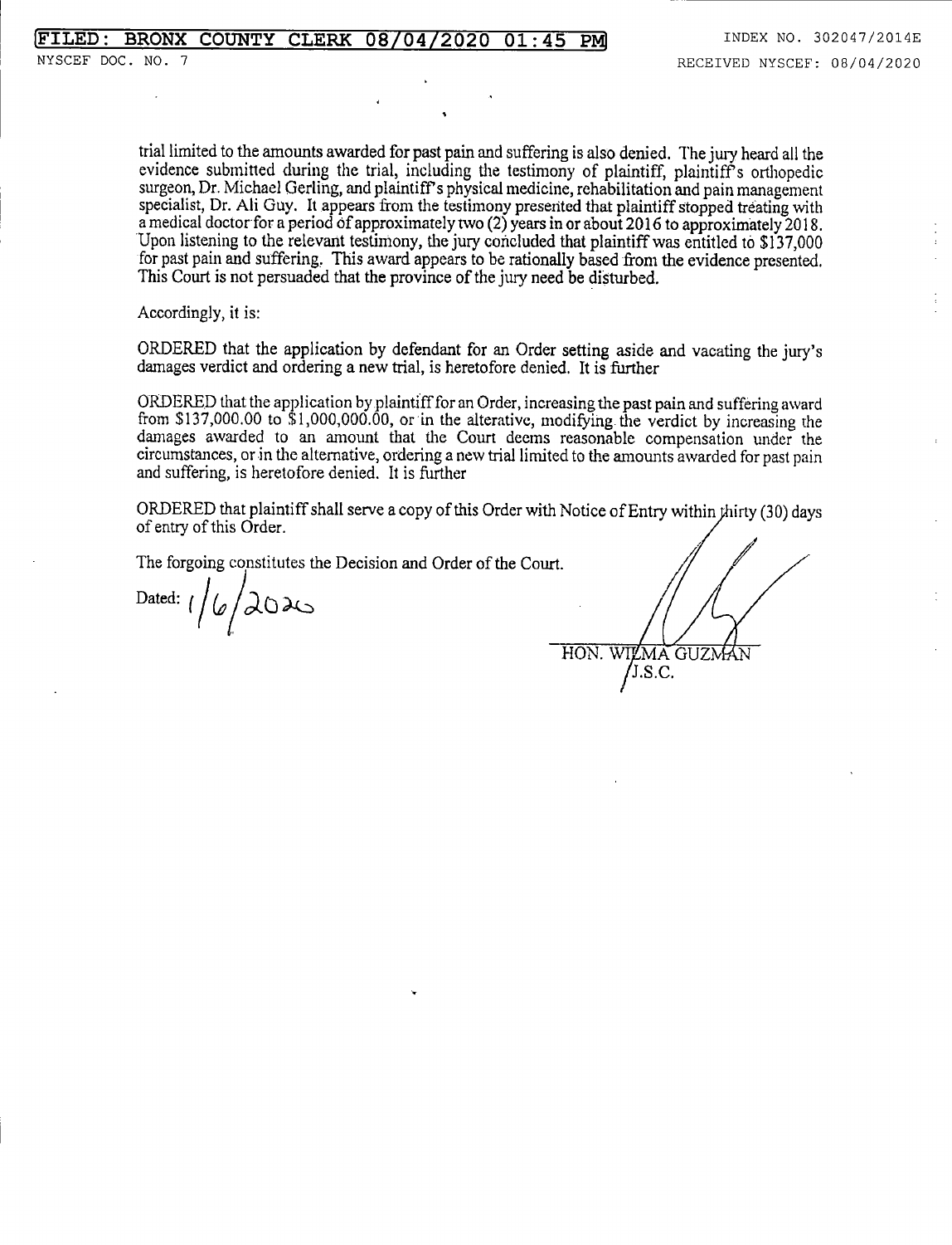trial limited to the amounts awarded for past pain and suffering is also denied. The jury heard all the evidence submitted during the trial, including the testimony of plaintiff, plaintiff's orthopedic surgeon, Dr. Michael Gerling, and plaintiff's physical medicine, rehabilitation and pain management specialist, Dr. Ali Guy. It appears from the testimony presented that plaintiff stopped treating with a medical doctor for a period of approximately two (2) years in or about 2016 to approximately 2018. Upon listening to the relevant testimony, the jury concluded that plaintiff was entitled to $137,000 for past pain and suffering. This award appears to be rationally based from the evidence presented. This Court is not persuaded that the province of the jury need be disturbed.

Accordingly, it is:

ORDERED that the application by defendant for an Order setting aside and vacating the jury's damages verdict and ordering a new trial, is heretofore denied. It is further

ORDERED that the application by plaintiff for an Order, increasing the past pain and suffering award from $137,000.00 to $1,000,000.00, or in the alternative, modifying the verdict by increasing the damages awarded to an amount that the Court deems reasonable compensation under the circumstances, or in the alternative, ordering a new trial limited to the amounts awarded for past pain and suffering, is heretofore denied. It is further

ORDERED that plaintiff shall serve a copy of this Order with Notice of Entry within thirty (30) days of entry of this Order.

The forgoing constitutes the Decision and Order of the Court.

Dated: 1/6/2020

HON. WILMA GUZMAN
J.S.C.